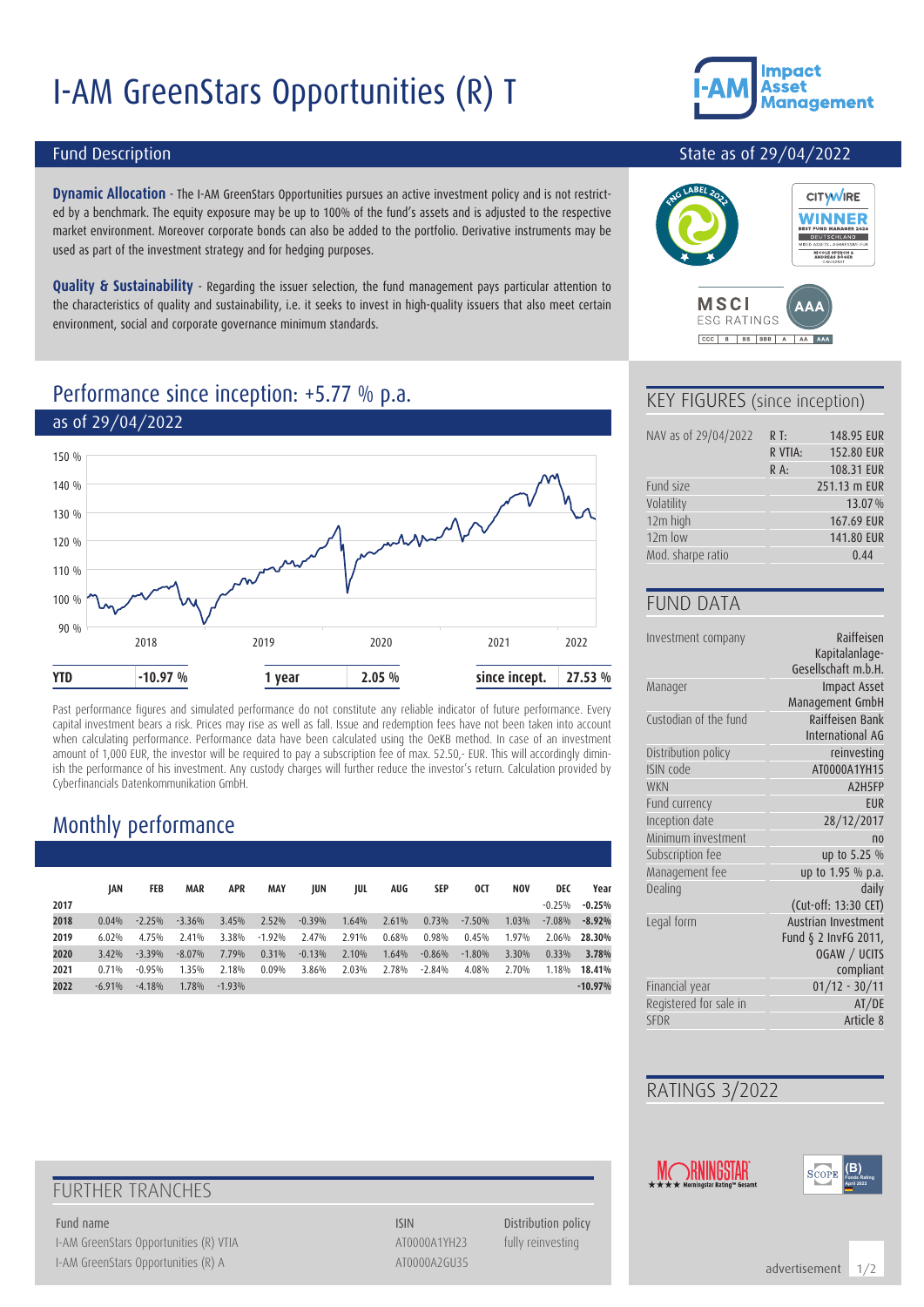# I-AM GreenStars Opportunities (R) T

## Fund Description

State as of 29/04/2022

**Dynamic Allocation** - The I-AM GreenStars Opportunities pursues an active investment policy and is not restricted by a benchmark. The equity exposure may be up to 100% of the fund's assets and is adjusted to the respective market environment. Moreover corporate bonds can also be added to the portfolio. Derivative instruments may be used as part of the investment strategy and for hedging purposes.

**Quality & Sustainability** - Regarding the issuer selection, the fund management pays particular attention to the characteristics of quality and sustainability, i.e. it seeks to invest in high-quality issuers that also meet certain environment, social and corporate governance minimum standards.

## Performance since inception: +5.77 % p.a.

as of 29/04/2022

| YTD | -10.97 % | 1 year | 2.05 % | since incept. | 27.53 % |
|---|---|---|---|---|---|

Past performance figures and simulated performance do not constitute any reliable indicator of future performance. Every capital investment bears a risk. Prices may rise as well as fall. Issue and redemption fees have not been taken into account when calculating performance. Performance data have been calculated using the OeKB method. In case of an investment amount of 1,000 EUR, the investor will be required to pay a subscription fee of max. 52.50,- EUR. This will accordingly diminish the performance of his investment. Any custody charges will further reduce the investor's return. Calculation provided by Cyberfinancials Datenkommunikation GmbH.

## Monthly performance

| | JAN | FEB | MAR | APR | MAY | JUN | JUL | AUG | SEP | OCT | NOV | DEC | Year |
|---|---|---|---|---|---|---|---|---|---|---|---|---|---|
| **2017** | | | | | | | | | | | | -0.25% | **-0.25%** |
| **2018** | 0.04% | -2.25% | -3.36% | 3.45% | 2.52% | -0.39% | 1.64% | 2.61% | 0.73% | -7.50% | 1.03% | -7.08% | **-8.92%** |
| **2019** | 6.02% | 4.75% | 2.41% | 3.38% | -1.92% | 2.47% | 2.91% | 0.68% | 0.98% | 0.45% | 1.97% | 2.06% | **28.30%** |
| **2020** | 3.42% | -3.39% | -8.07% | 7.79% | 0.31% | -0.13% | 2.10% | 1.64% | -0.86% | -1.80% | 3.30% | 0.33% | **3.78%** |
| **2021** | 0.71% | -0.95% | 1.35% | 2.18% | 0.09% | 3.86% | 2.03% | 2.78% | -2.84% | 4.08% | 2.70% | 1.18% | **18.41%** |
| **2022** | -6.91% | -4.18% | 1.78% | -1.93% | | | | | | | | | **-10.97%** |

## FURTHER TRANCHES

| Fund name | ISIN | Distribution policy |
|---|---|---|
| I-AM GreenStars Opportunities (R) VTIA | AT0000A1YH23 | fully reinvesting |
| I-AM GreenStars Opportunities (R) A | AT0000A2GU35 | |

## KEY FIGURES (since inception)

| | | |
|---|---|---|
| NAV as of 29/04/2022 | R T: | 148.95 EUR |
| | R VTIA: | 152.80 EUR |
| | R A: | 108.31 EUR |
| Fund size | | 251.13 m EUR |
| Volatility | | 13.07 % |
| 12m high | | 167.69 EUR |
| 12m low | | 141.80 EUR |
| Mod. sharpe ratio | | 0.44 |

## FUND DATA

| | |
|---|---|
| Investment company | Raiffeisen Kapitalanlage-Gesellschaft m.b.H. |
| Manager | Impact Asset Management GmbH |
| Custodian of the fund | Raiffeisen Bank International AG |
| Distribution policy | reinvesting |
| ISIN code | AT0000A1YH15 |
| WKN | A2H5FP |
| Fund currency | EUR |
| Inception date | 28/12/2017 |
| Minimum investment | no |
| Subscription fee | up to 5.25 % |
| Management fee | up to 1.95 % p.a. |
| Dealing | daily (Cut-off: 13:30 CET) |
| Legal form | Austrian Investment Fund § 2 InvFG 2011, OGAW / UCITS compliant |
| Financial year | 01/12 - 30/11 |
| Registered for sale in | AT/DE |
| SFDR | Article 8 |

## RATINGS 3/2022

advertisement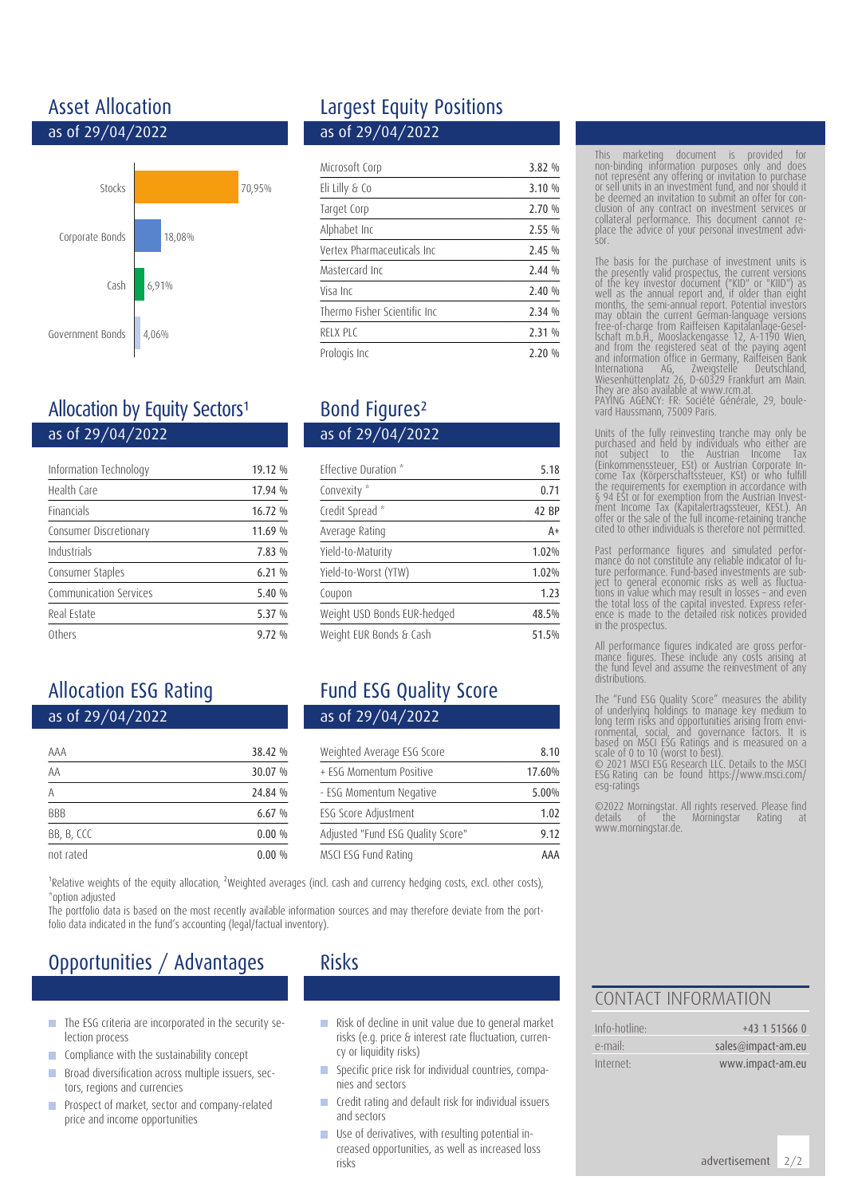## Asset Allocation

as of 29/04/2022

Stocks 70,95%
Corporate Bonds 18,08%
Cash 6,91%
Government Bonds 4,06%

## Largest Equity Positions

as of 29/04/2022

| | |
|---|---|
| Microsoft Corp | 3.82 % |
| Eli Lilly & Co | 3.10 % |
| Target Corp | 2.70 % |
| Alphabet Inc | 2.55 % |
| Vertex Pharmaceuticals Inc | 2.45 % |
| Mastercard Inc | 2.44 % |
| Visa Inc | 2.40 % |
| Thermo Fisher Scientific Inc | 2.34 % |
| RELX PLC | 2.31 % |
| Prologis Inc | 2.20 % |

## Allocation by Equity Sectors[1]

as of 29/04/2022

| | |
|---|---|
| Information Technology | 19.12 % |
| Health Care | 17.94 % |
| Financials | 16.72 % |
| Consumer Discretionary | 11.69 % |
| Industrials | 7.83 % |
| Consumer Staples | 6.21 % |
| Communication Services | 5.40 % |
| Real Estate | 5.37 % |
| Others | 9.72 % |

## Bond Figures[2]

as of 29/04/2022

| | |
|---|---|
| Effective Duration * | 5.18 |
| Convexity * | 0.71 |
| Credit Spread * | 42 BP |
| Average Rating | A+ |
| Yield-to-Maturity | 1.02% |
| Yield-to-Worst (YTW) | 1.02% |
| Coupon | 1.23 |
| Weight USD Bonds EUR-hedged | 48.5% |
| Weight EUR Bonds & Cash | 51.5% |

## Allocation ESG Rating

as of 29/04/2022

| | |
|---|---|
| AAA | 38.42 % |
| AA | 30.07 % |
| A | 24.84 % |
| BBB | 6.67 % |
| BB, B, CCC | 0.00 % |
| not rated | 0.00 % |

## Fund ESG Quality Score

as of 29/04/2022

| | |
|---|---|
| Weighted Average ESG Score | 8.10 |
| + ESG Momentum Positive | 17.60% |
| - ESG Momentum Negative | 5.00% |
| ESG Score Adjustment | 1.02 |
| Adjusted "Fund ESG Quality Score" | 9.12 |
| MSCI ESG Fund Rating | AAA |

[1]Relative weights of the equity allocation, [2]Weighted averages (incl. cash and currency hedging costs, excl. other costs), *option adjusted

The portfolio data is based on the most recently available information sources and may therefore deviate from the portfolio data indicated in the fund's accounting (legal/factual inventory).

## Opportunities / Advantages

- The ESG criteria are incorporated in the security selection process
- Compliance with the sustainability concept
- Broad diversification across multiple issuers, sectors, regions and currencies
- Prospect of market, sector and company-related price and income opportunities

## Risks

- Risk of decline in unit value due to general market risks (e.g. price & interest rate fluctuation, currency or liquidity risks)
- Specific price risk for individual countries, companies and sectors
- Credit rating and default risk for individual issuers and sectors
- Use of derivatives, with resulting potential increased opportunities, as well as increased loss risks

This marketing document is provided for non-binding information purposes only and does not represent any offering or invitation to purchase or sell units in an investment fund, and nor should it be deemed an invitation to submit an offer for conclusion of any contract on investment services or collateral performance. This document cannot replace the advice of your personal investment advisor.

The basis for the purchase of investment units is the presently valid prospectus, the current versions of the key investor document ("KID" or "KIID") as well as the annual report and, if older than eight months, the semi-annual report. Potential investors may obtain the current German-language versions free-of-charge from Raiffeisen Kapitalanlage-Gesellschaft m.b.H., Mooslackengasse 12, A-1190 Wien, and from the registered seat of the paying agent and information office in Germany, Raiffeisen Bank Internationa AG, Zweigstelle Deutschland, Wiesenhüttenplatz 26, D-60329 Frankfurt am Main. They are also available at www.rcm.at.
PAYING AGENCY: FR: Société Générale, 29, boulevard Haussmann, 75009 Paris.

Units of the fully reinvesting tranche may only be purchased and held by individuals who either are not subject to the Austrian Income Tax (Einkommensteuer, ESt) or Austrian Corporate Income Tax (Körperschaftssteuer, KSt) or who fulfill the requirements for exemption in accordance with § 94 ESt or for exemption from the Austrian Investment Income Tax (Kapitalertragssteuer, KESt.). An offer or the sale of the full income-retaining tranche cited to other individuals is therefore not permitted.

Past performance figures and simulated performance do not constitute any reliable indicator of future performance. Fund-based investments are subject to general economic risks as well as fluctuations in value which may result in losses – and even the total loss of the capital invested. Express reference is made to the detailed risk notices provided in the prospectus.

All performance figures indicated are gross performance figures. These include any costs arising at the fund level and assume the reinvestment of any distributions.

The "Fund ESG Quality Score" measures the ability of underlying holdings to manage key medium to long term risks and opportunities arising from environmental, social, and governance factors. It is based on MSCI ESG Ratings and is measured on a scale of 0 to 10 (worst to best).
© 2021 MSCI ESG Research LLC. Details to the MSCI ESG Rating can be found https://www.msci.com/esg-ratings

©2022 Morningstar. All rights reserved. Please find details of the Morningstar Rating at www.morningstar.de.

## CONTACT INFORMATION

| | |
|---|---|
| Info-hotline: | +43 1 51566 0 |
| e-mail: | sales@impact-am.eu |
| Internet: | www.impact-am.eu |

advertisement